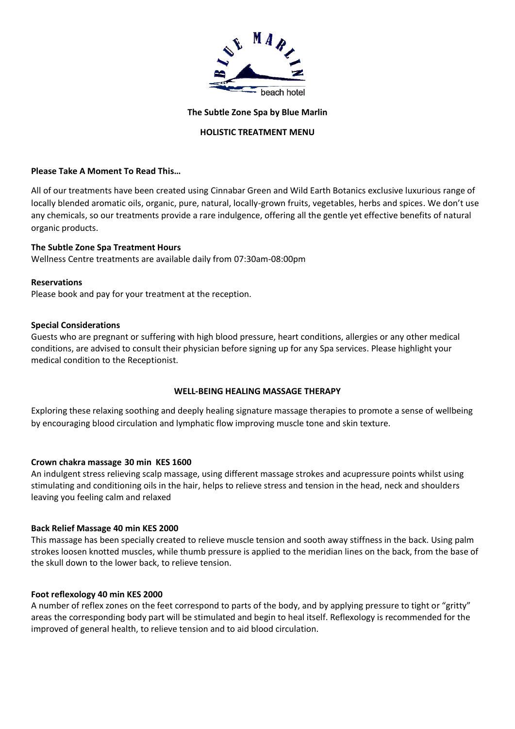**The Subtle Zone Spa by Blue Marlin**

**HOLISTIC TREATMENT MENU**

**Please Take A Moment To Read This…**

All of our treatments have been created using Cinnabar Green and Wild Earth Botanics exclusive luxurious range of locally blended aromatic oils, organic, pure, natural, locally-grown fruits, vegetables, herbs and spices. We don't use any chemicals, so our treatments provide a rare indulgence, offering all the gentle yet effective benefits of natural organic products.

**The Subtle Zone Spa Treatment Hours**

Wellness Centre treatments are available daily from 07:30am-08:00pm

**Reservations**

Please book and pay for your treatment at the reception.

**Special Considerations**

Guests who are pregnant or suffering with high blood pressure, heart conditions, allergies or any other medical conditions, are advised to consult their physician before signing up for any Spa services. Please highlight your medical condition to the Receptionist.

**WELL-BEING HEALING MASSAGE THERAPY**

Exploring these relaxing soothing and deeply healing signature massage therapies to promote a sense of wellbeing by encouraging blood circulation and lymphatic flow improving muscle tone and skin texture.

**Crown chakra massage 30 min KES 1600**

An indulgent stress relieving scalp massage, using different massage strokes and acupressure points whilst using stimulating and conditioning oils in the hair, helps to relieve stress and tension in the head, neck and shoulders leaving you feeling calm and relaxed

**Back Relief Massage 40 min KES 2000**

This massage has been specially created to relieve muscle tension and sooth away stiffness in the back. Using palm strokes loosen knotted muscles, while thumb pressure is applied to the meridian lines on the back, from the base of the skull down to the lower back, to relieve tension.

**Foot reflexology 40 min KES 2000**

A number of reflex zones on the feet correspond to parts of the body, and by applying pressure to tight or "gritty" areas the corresponding body part will be stimulated and begin to heal itself. Reflexology is recommended for the improved of general health, to relieve tension and to aid blood circulation.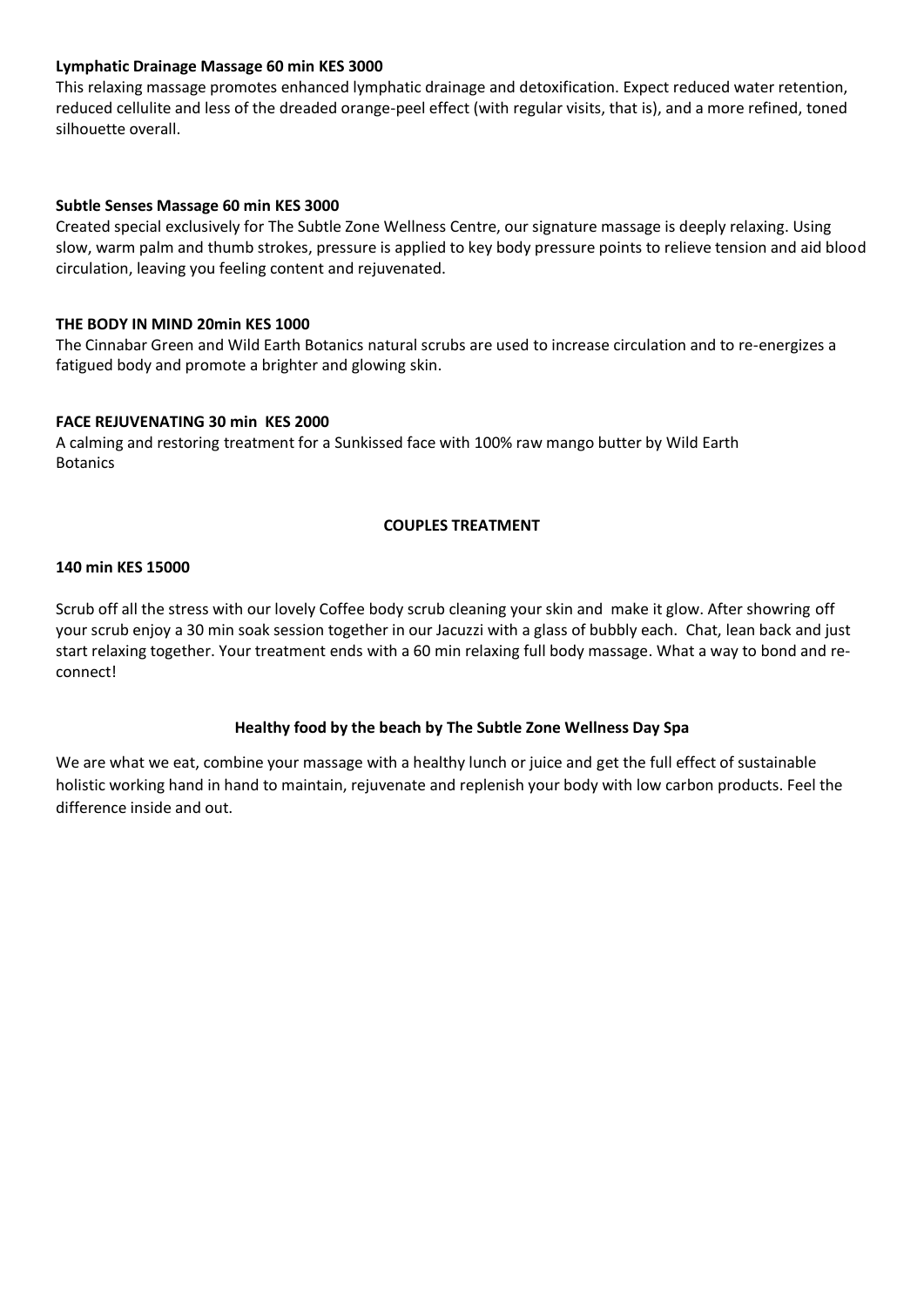**Lymphatic Drainage Massage 60 min KES 3000**

This relaxing massage promotes enhanced lymphatic drainage and detoxification. Expect reduced water retention, reduced cellulite and less of the dreaded orange-peel effect (with regular visits, that is), and a more refined, toned silhouette overall.

**Subtle Senses Massage 60 min KES 3000**

Created special exclusively for The Subtle Zone Wellness Centre, our signature massage is deeply relaxing. Using slow, warm palm and thumb strokes, pressure is applied to key body pressure points to relieve tension and aid blood circulation, leaving you feeling content and rejuvenated.

**THE BODY IN MIND 20min KES 1000**

The Cinnabar Green and Wild Earth Botanics natural scrubs are used to increase circulation and to re-energizes a fatigued body and promote a brighter and glowing skin.

**FACE REJUVENATING 30 min KES 2000**

A calming and restoring treatment for a Sunkissed face with 100% raw mango butter by Wild Earth Botanics

## COUPLES TREATMENT

**140 min KES 15000**

Scrub off all the stress with our lovely Coffee body scrub cleaning your skin and make it glow. After showring off your scrub enjoy a 30 min soak session together in our Jacuzzi with a glass of bubbly each. Chat, lean back and just start relaxing together. Your treatment ends with a 60 min relaxing full body massage. What a way to bond and re-connect!

## Healthy food by the beach by The Subtle Zone Wellness Day Spa

We are what we eat, combine your massage with a healthy lunch or juice and get the full effect of sustainable holistic working hand in hand to maintain, rejuvenate and replenish your body with low carbon products. Feel the difference inside and out.